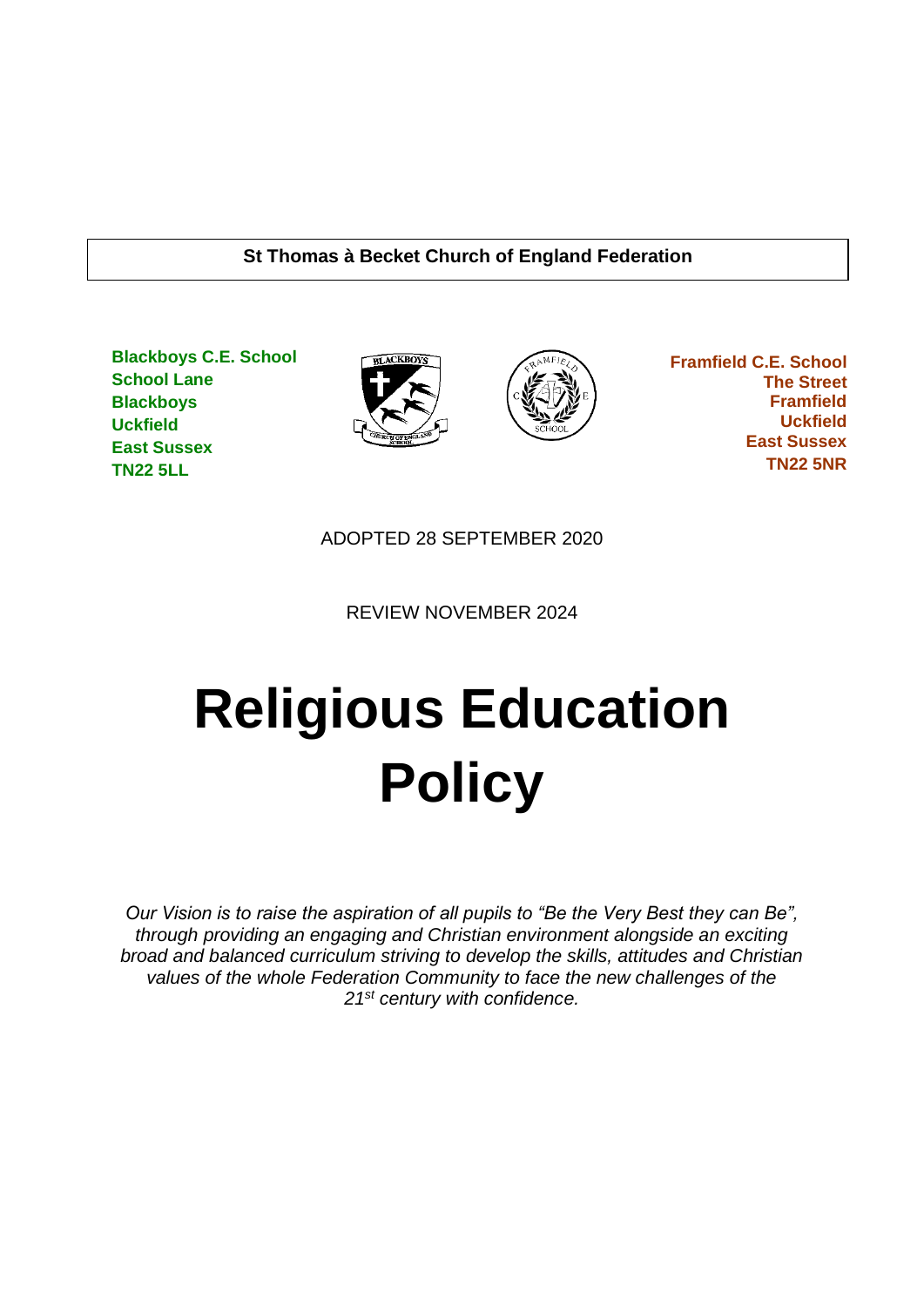**St Thomas à Becket Church of England Federation**

**Blackboys C.E. School**
**School Lane**
**Blackboys**
**Uckfield**
**East Sussex**
**TN22 5LL**

**Framfield C.E. School**
**The Street**
**Framfield**
**Uckfield**
**East Sussex**
**TN22 5NR**

ADOPTED 28 SEPTEMBER 2020

REVIEW NOVEMBER 2024

# Religious Education Policy

*Our Vision is to raise the aspiration of all pupils to "Be the Very Best they can Be", through providing an engaging and Christian environment alongside an exciting broad and balanced curriculum striving to develop the skills, attitudes and Christian values of the whole Federation Community to face the new challenges of the 21st century with confidence.*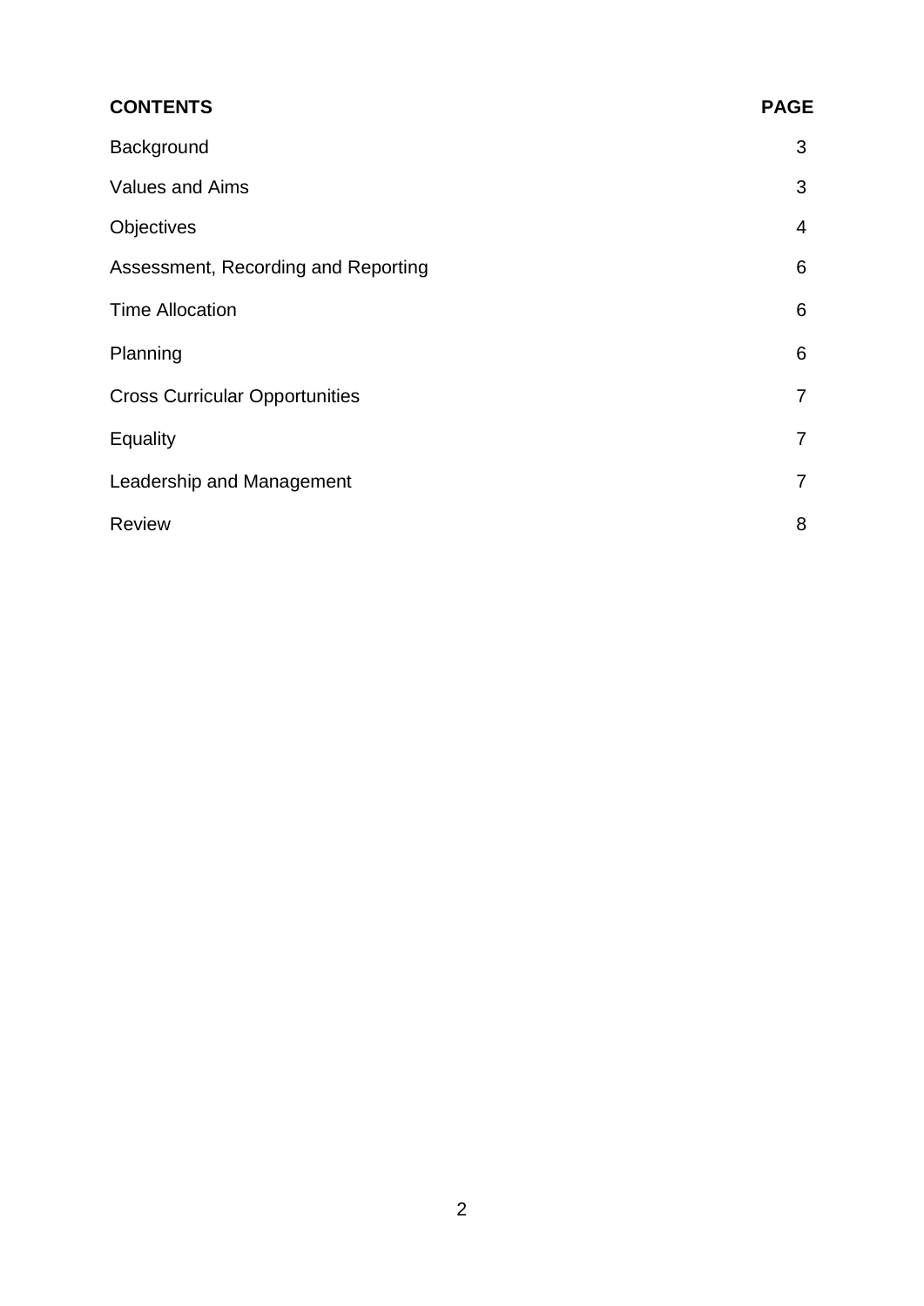| **CONTENTS** | **PAGE** |
|---|---|
| Background | 3 |
| Values and Aims | 3 |
| Objectives | 4 |
| Assessment, Recording and Reporting | 6 |
| Time Allocation | 6 |
| Planning | 6 |
| Cross Curricular Opportunities | 7 |
| Equality | 7 |
| Leadership and Management | 7 |
| Review | 8 |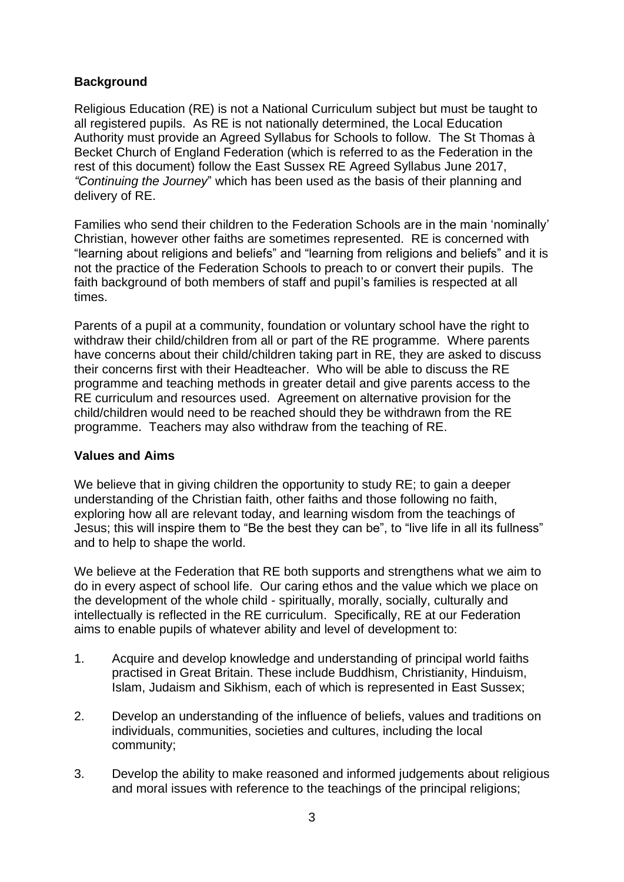**Background**

Religious Education (RE) is not a National Curriculum subject but must be taught to all registered pupils. As RE is not nationally determined, the Local Education Authority must provide an Agreed Syllabus for Schools to follow. The St Thomas à Becket Church of England Federation (which is referred to as the Federation in the rest of this document) follow the East Sussex RE Agreed Syllabus June 2017, *"Continuing the Journey*" which has been used as the basis of their planning and delivery of RE.

Families who send their children to the Federation Schools are in the main 'nominally' Christian, however other faiths are sometimes represented. RE is concerned with "learning about religions and beliefs" and "learning from religions and beliefs" and it is not the practice of the Federation Schools to preach to or convert their pupils. The faith background of both members of staff and pupil's families is respected at all times.

Parents of a pupil at a community, foundation or voluntary school have the right to withdraw their child/children from all or part of the RE programme. Where parents have concerns about their child/children taking part in RE, they are asked to discuss their concerns first with their Headteacher. Who will be able to discuss the RE programme and teaching methods in greater detail and give parents access to the RE curriculum and resources used. Agreement on alternative provision for the child/children would need to be reached should they be withdrawn from the RE programme. Teachers may also withdraw from the teaching of RE.

**Values and Aims**

We believe that in giving children the opportunity to study RE; to gain a deeper understanding of the Christian faith, other faiths and those following no faith, exploring how all are relevant today, and learning wisdom from the teachings of Jesus; this will inspire them to "Be the best they can be", to "live life in all its fullness" and to help to shape the world.

We believe at the Federation that RE both supports and strengthens what we aim to do in every aspect of school life. Our caring ethos and the value which we place on the development of the whole child - spiritually, morally, socially, culturally and intellectually is reflected in the RE curriculum. Specifically, RE at our Federation aims to enable pupils of whatever ability and level of development to:

1. Acquire and develop knowledge and understanding of principal world faiths practised in Great Britain. These include Buddhism, Christianity, Hinduism, Islam, Judaism and Sikhism, each of which is represented in East Sussex;

2. Develop an understanding of the influence of beliefs, values and traditions on individuals, communities, societies and cultures, including the local community;

3. Develop the ability to make reasoned and informed judgements about religious and moral issues with reference to the teachings of the principal religions;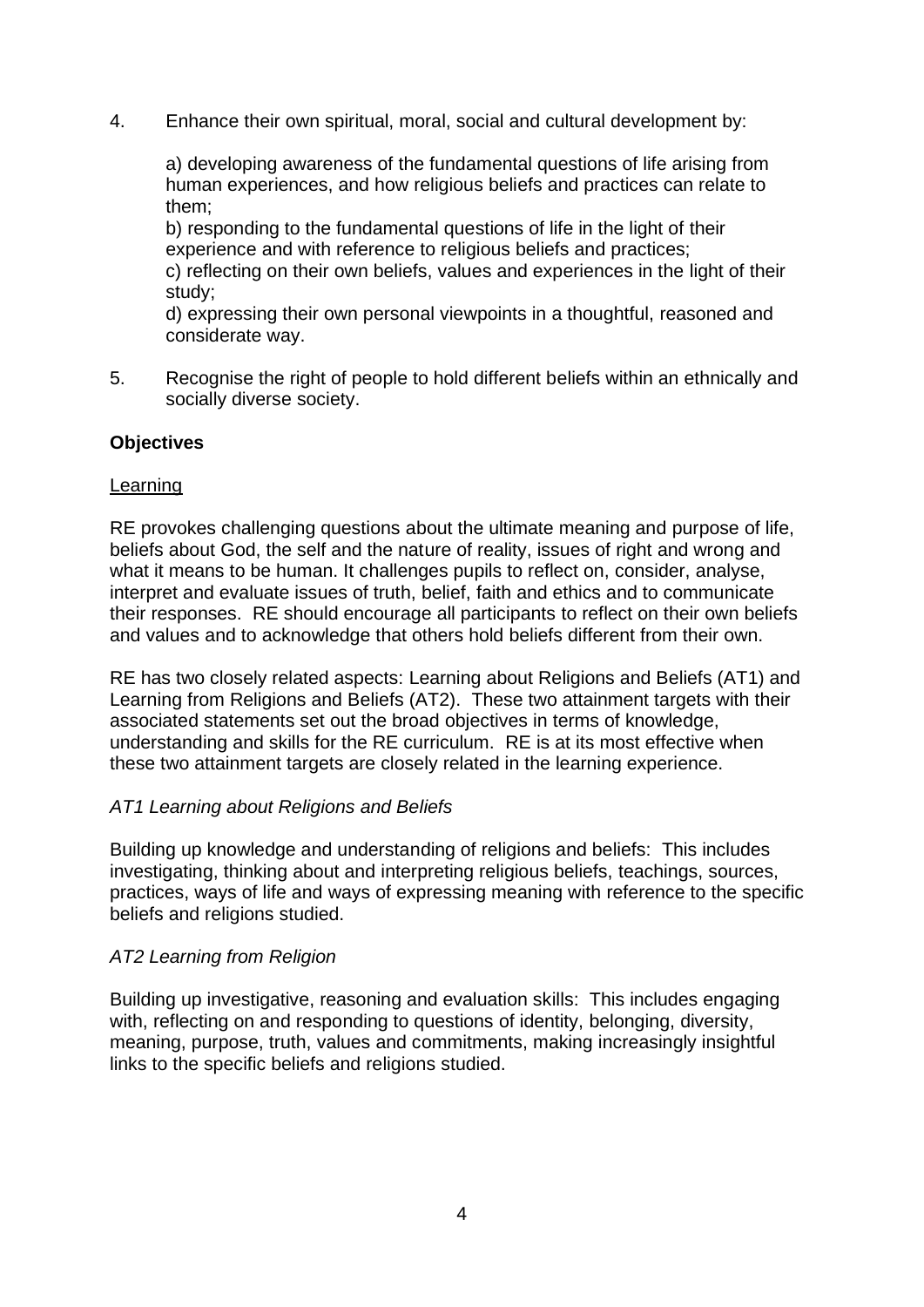4. Enhance their own spiritual, moral, social and cultural development by:

   a) developing awareness of the fundamental questions of life arising from human experiences, and how religious beliefs and practices can relate to them;
   b) responding to the fundamental questions of life in the light of their experience and with reference to religious beliefs and practices;
   c) reflecting on their own beliefs, values and experiences in the light of their study;
   d) expressing their own personal viewpoints in a thoughtful, reasoned and considerate way.

5. Recognise the right of people to hold different beliefs within an ethnically and socially diverse society.

**Objectives**

<u>Learning</u>

RE provokes challenging questions about the ultimate meaning and purpose of life, beliefs about God, the self and the nature of reality, issues of right and wrong and what it means to be human. It challenges pupils to reflect on, consider, analyse, interpret and evaluate issues of truth, belief, faith and ethics and to communicate their responses. RE should encourage all participants to reflect on their own beliefs and values and to acknowledge that others hold beliefs different from their own.

RE has two closely related aspects: Learning about Religions and Beliefs (AT1) and Learning from Religions and Beliefs (AT2). These two attainment targets with their associated statements set out the broad objectives in terms of knowledge, understanding and skills for the RE curriculum. RE is at its most effective when these two attainment targets are closely related in the learning experience.

*AT1 Learning about Religions and Beliefs*

Building up knowledge and understanding of religions and beliefs: This includes investigating, thinking about and interpreting religious beliefs, teachings, sources, practices, ways of life and ways of expressing meaning with reference to the specific beliefs and religions studied.

*AT2 Learning from Religion*

Building up investigative, reasoning and evaluation skills: This includes engaging with, reflecting on and responding to questions of identity, belonging, diversity, meaning, purpose, truth, values and commitments, making increasingly insightful links to the specific beliefs and religions studied.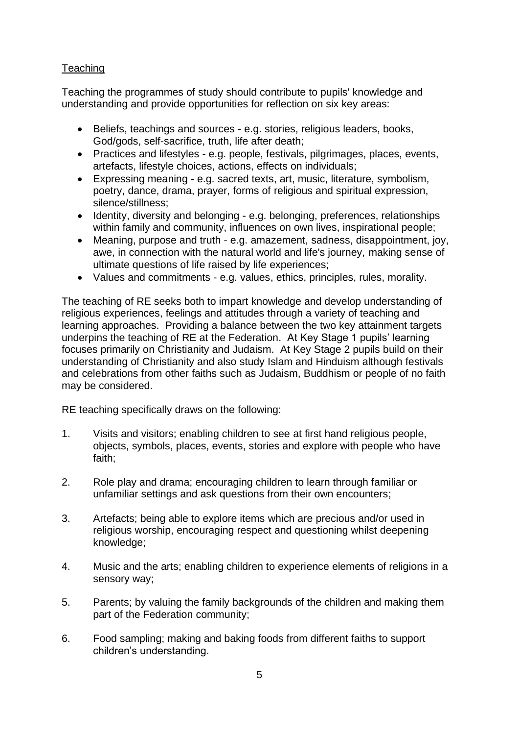## Teaching

Teaching the programmes of study should contribute to pupils' knowledge and understanding and provide opportunities for reflection on six key areas:

- Beliefs, teachings and sources - e.g. stories, religious leaders, books, God/gods, self-sacrifice, truth, life after death;
- Practices and lifestyles - e.g. people, festivals, pilgrimages, places, events, artefacts, lifestyle choices, actions, effects on individuals;
- Expressing meaning - e.g. sacred texts, art, music, literature, symbolism, poetry, dance, drama, prayer, forms of religious and spiritual expression, silence/stillness;
- Identity, diversity and belonging - e.g. belonging, preferences, relationships within family and community, influences on own lives, inspirational people;
- Meaning, purpose and truth - e.g. amazement, sadness, disappointment, joy, awe, in connection with the natural world and life's journey, making sense of ultimate questions of life raised by life experiences;
- Values and commitments - e.g. values, ethics, principles, rules, morality.

The teaching of RE seeks both to impart knowledge and develop understanding of religious experiences, feelings and attitudes through a variety of teaching and learning approaches. Providing a balance between the two key attainment targets underpins the teaching of RE at the Federation. At Key Stage 1 pupils' learning focuses primarily on Christianity and Judaism. At Key Stage 2 pupils build on their understanding of Christianity and also study Islam and Hinduism although festivals and celebrations from other faiths such as Judaism, Buddhism or people of no faith may be considered.

RE teaching specifically draws on the following:

1. Visits and visitors; enabling children to see at first hand religious people, objects, symbols, places, events, stories and explore with people who have faith;

2. Role play and drama; encouraging children to learn through familiar or unfamiliar settings and ask questions from their own encounters;

3. Artefacts; being able to explore items which are precious and/or used in religious worship, encouraging respect and questioning whilst deepening knowledge;

4. Music and the arts; enabling children to experience elements of religions in a sensory way;

5. Parents; by valuing the family backgrounds of the children and making them part of the Federation community;

6. Food sampling; making and baking foods from different faiths to support children's understanding.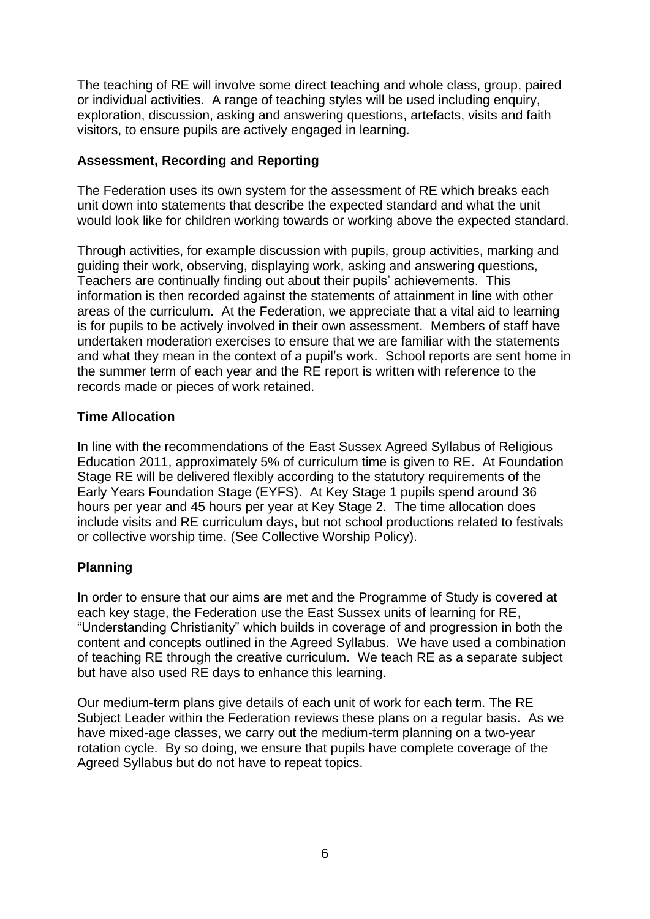The teaching of RE will involve some direct teaching and whole class, group, paired or individual activities. A range of teaching styles will be used including enquiry, exploration, discussion, asking and answering questions, artefacts, visits and faith visitors, to ensure pupils are actively engaged in learning.

## Assessment, Recording and Reporting

The Federation uses its own system for the assessment of RE which breaks each unit down into statements that describe the expected standard and what the unit would look like for children working towards or working above the expected standard.

Through activities, for example discussion with pupils, group activities, marking and guiding their work, observing, displaying work, asking and answering questions, Teachers are continually finding out about their pupils' achievements. This information is then recorded against the statements of attainment in line with other areas of the curriculum. At the Federation, we appreciate that a vital aid to learning is for pupils to be actively involved in their own assessment. Members of staff have undertaken moderation exercises to ensure that we are familiar with the statements and what they mean in the context of a pupil's work. School reports are sent home in the summer term of each year and the RE report is written with reference to the records made or pieces of work retained.

## Time Allocation

In line with the recommendations of the East Sussex Agreed Syllabus of Religious Education 2011, approximately 5% of curriculum time is given to RE. At Foundation Stage RE will be delivered flexibly according to the statutory requirements of the Early Years Foundation Stage (EYFS). At Key Stage 1 pupils spend around 36 hours per year and 45 hours per year at Key Stage 2. The time allocation does include visits and RE curriculum days, but not school productions related to festivals or collective worship time. (See Collective Worship Policy).

## Planning

In order to ensure that our aims are met and the Programme of Study is covered at each key stage, the Federation use the East Sussex units of learning for RE, "Understanding Christianity" which builds in coverage of and progression in both the content and concepts outlined in the Agreed Syllabus. We have used a combination of teaching RE through the creative curriculum. We teach RE as a separate subject but have also used RE days to enhance this learning.

Our medium-term plans give details of each unit of work for each term. The RE Subject Leader within the Federation reviews these plans on a regular basis. As we have mixed-age classes, we carry out the medium-term planning on a two-year rotation cycle. By so doing, we ensure that pupils have complete coverage of the Agreed Syllabus but do not have to repeat topics.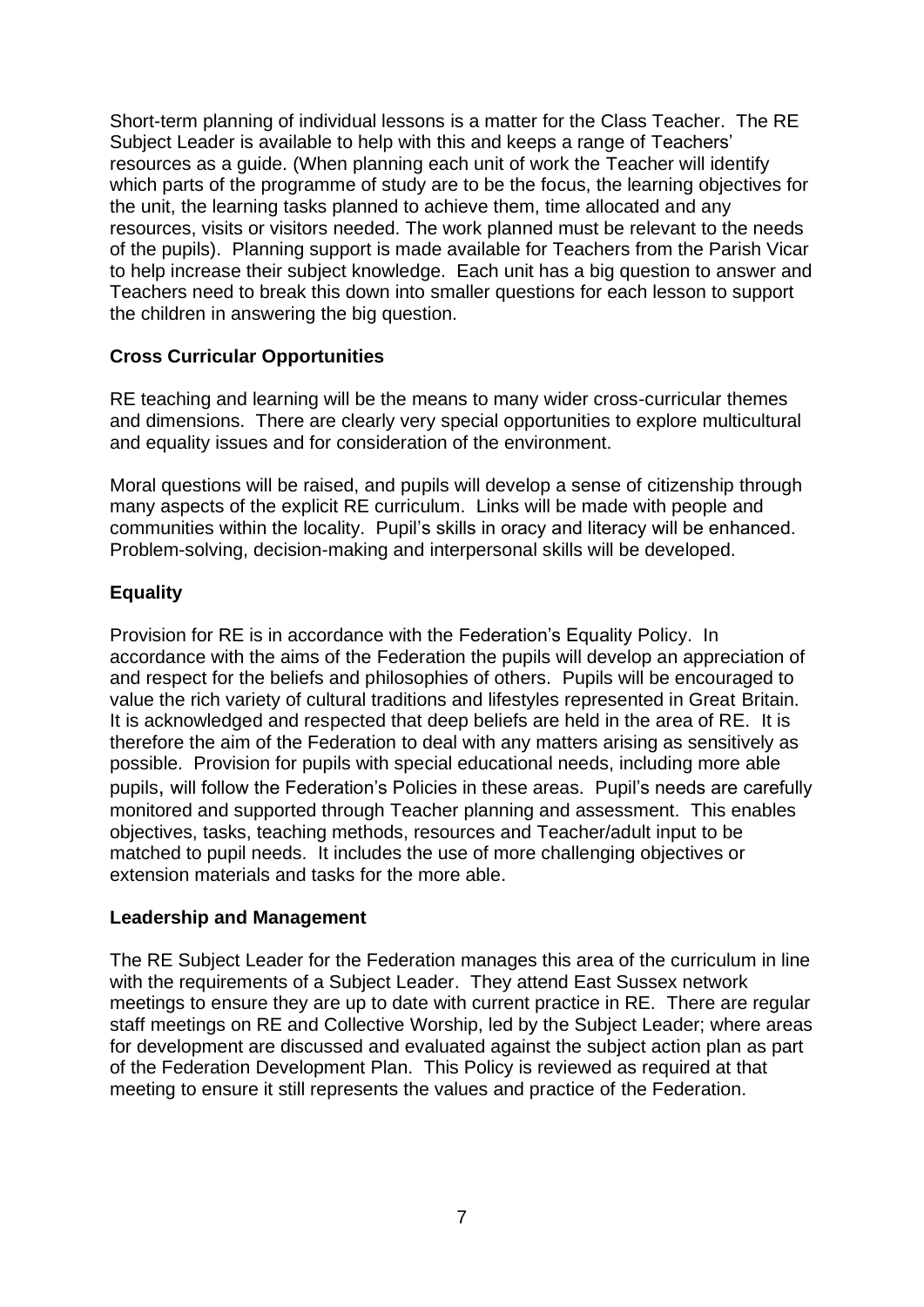Short-term planning of individual lessons is a matter for the Class Teacher. The RE Subject Leader is available to help with this and keeps a range of Teachers' resources as a guide. (When planning each unit of work the Teacher will identify which parts of the programme of study are to be the focus, the learning objectives for the unit, the learning tasks planned to achieve them, time allocated and any resources, visits or visitors needed. The work planned must be relevant to the needs of the pupils). Planning support is made available for Teachers from the Parish Vicar to help increase their subject knowledge. Each unit has a big question to answer and Teachers need to break this down into smaller questions for each lesson to support the children in answering the big question.

**Cross Curricular Opportunities**

RE teaching and learning will be the means to many wider cross-curricular themes and dimensions. There are clearly very special opportunities to explore multicultural and equality issues and for consideration of the environment.

Moral questions will be raised, and pupils will develop a sense of citizenship through many aspects of the explicit RE curriculum. Links will be made with people and communities within the locality. Pupil's skills in oracy and literacy will be enhanced. Problem-solving, decision-making and interpersonal skills will be developed.

**Equality**

Provision for RE is in accordance with the Federation's Equality Policy. In accordance with the aims of the Federation the pupils will develop an appreciation of and respect for the beliefs and philosophies of others. Pupils will be encouraged to value the rich variety of cultural traditions and lifestyles represented in Great Britain. It is acknowledged and respected that deep beliefs are held in the area of RE. It is therefore the aim of the Federation to deal with any matters arising as sensitively as possible. Provision for pupils with special educational needs, including more able pupils, will follow the Federation's Policies in these areas. Pupil's needs are carefully monitored and supported through Teacher planning and assessment. This enables objectives, tasks, teaching methods, resources and Teacher/adult input to be matched to pupil needs. It includes the use of more challenging objectives or extension materials and tasks for the more able.

**Leadership and Management**

The RE Subject Leader for the Federation manages this area of the curriculum in line with the requirements of a Subject Leader. They attend East Sussex network meetings to ensure they are up to date with current practice in RE. There are regular staff meetings on RE and Collective Worship, led by the Subject Leader; where areas for development are discussed and evaluated against the subject action plan as part of the Federation Development Plan. This Policy is reviewed as required at that meeting to ensure it still represents the values and practice of the Federation.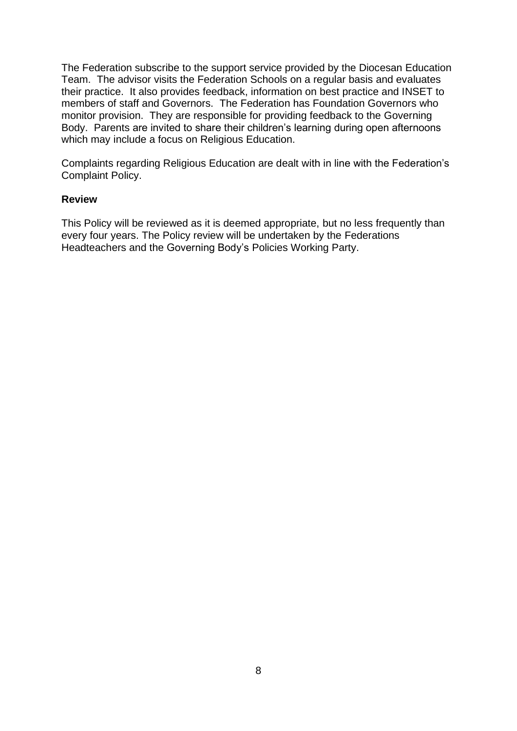The Federation subscribe to the support service provided by the Diocesan Education Team. The advisor visits the Federation Schools on a regular basis and evaluates their practice. It also provides feedback, information on best practice and INSET to members of staff and Governors. The Federation has Foundation Governors who monitor provision. They are responsible for providing feedback to the Governing Body. Parents are invited to share their children's learning during open afternoons which may include a focus on Religious Education.

Complaints regarding Religious Education are dealt with in line with the Federation's Complaint Policy.

**Review**

This Policy will be reviewed as it is deemed appropriate, but no less frequently than every four years. The Policy review will be undertaken by the Federations Headteachers and the Governing Body's Policies Working Party.